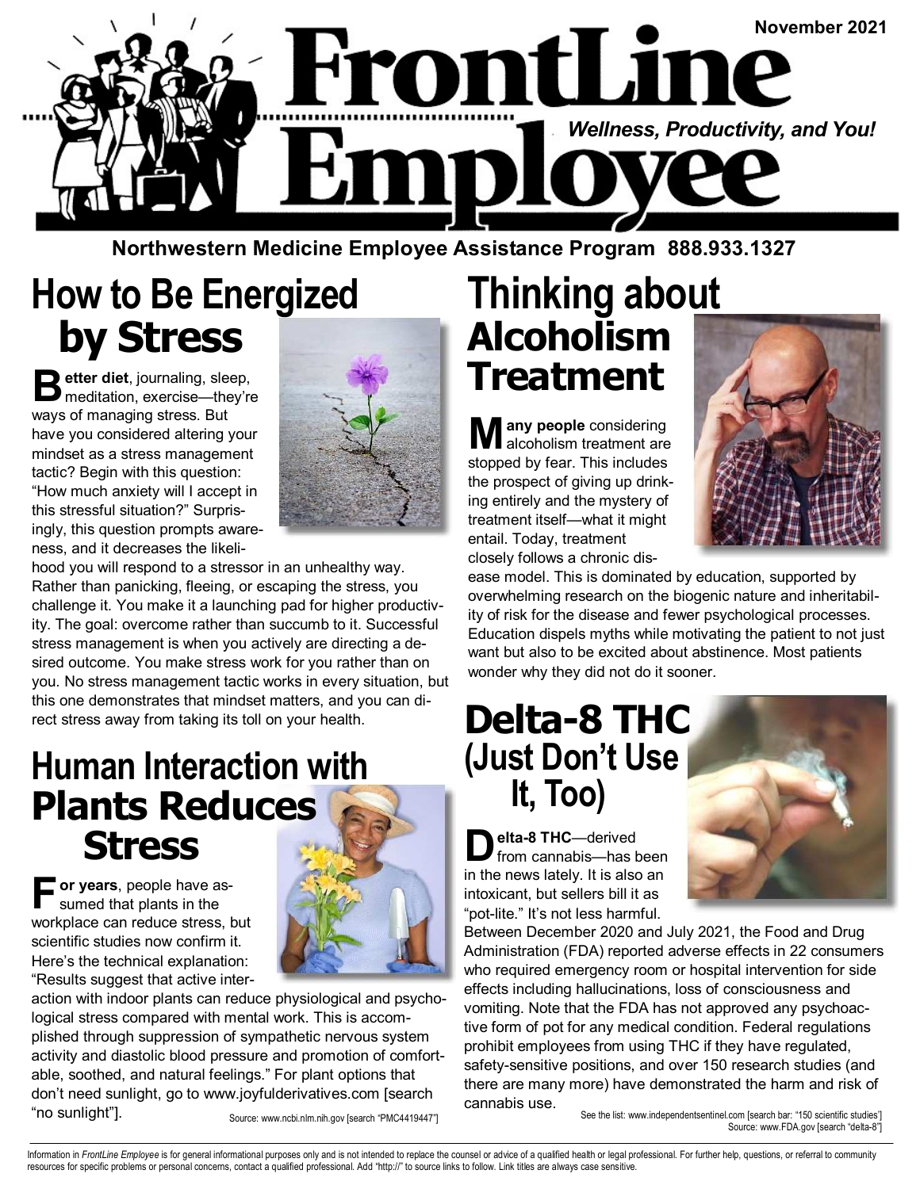# FrontLine Employee

November 2021

*Wellness, Productivity, and You!*

**Northwestern Medicine Employee Assistance Program 888.933.1327**

## How to Be Energized by Stress

**Better diet**, journaling, sleep, meditation, exercise—they're ways of managing stress. But have you considered altering your mindset as a stress management tactic? Begin with this question: "How much anxiety will I accept in this stressful situation?" Surprisingly, this question prompts awareness, and it decreases the likelihood you will respond to a stressor in an unhealthy way. Rather than panicking, fleeing, or escaping the stress, you challenge it. You make it a launching pad for higher productivity. The goal: overcome rather than succumb to it. Successful stress management is when you actively are directing a desired outcome. You make stress work for you rather than on you. No stress management tactic works in every situation, but this one demonstrates that mindset matters, and you can direct stress away from taking its toll on your health.

## Human Interaction with Plants Reduces Stress

**For years**, people have assumed that plants in the workplace can reduce stress, but scientific studies now confirm it. Here's the technical explanation: "Results suggest that active interaction with indoor plants can reduce physiological and psychological stress compared with mental work. This is accomplished through suppression of sympathetic nervous system activity and diastolic blood pressure and promotion of comfortable, soothed, and natural feelings." For plant options that don't need sunlight, go to www.joyfulderivatives.com [search "no sunlight"].

Source: www.ncbi.nlm.nih.gov [search "PMC4419447"]

## Thinking about Alcoholism Treatment

**Many people** considering alcoholism treatment are stopped by fear. This includes the prospect of giving up drinking entirely and the mystery of treatment itself—what it might entail. Today, treatment closely follows a chronic disease model. This is dominated by education, supported by overwhelming research on the biogenic nature and inheritability of risk for the disease and fewer psychological processes. Education dispels myths while motivating the patient to not just want but also to be excited about abstinence. Most patients wonder why they did not do it sooner.

## Delta-8 THC (Just Don't Use It, Too)

**Delta-8 THC**—derived from cannabis—has been in the news lately. It is also an intoxicant, but sellers bill it as "pot-lite." It's not less harmful. Between December 2020 and July 2021, the Food and Drug Administration (FDA) reported adverse effects in 22 consumers who required emergency room or hospital intervention for side effects including hallucinations, loss of consciousness and vomiting. Note that the FDA has not approved any psychoactive form of pot for any medical condition. Federal regulations prohibit employees from using THC if they have regulated, safety-sensitive positions, and over 150 research studies (and there are many more) have demonstrated the harm and risk of cannabis use.

See the list: www.independentsentinel.com [search bar: "150 scientific studies"]
Source: www.FDA.gov [search "delta-8"]

---

Information in *FrontLine Employee* is for general informational purposes only and is not intended to replace the counsel or advice of a qualified health or legal professional. For further help, questions, or referral to community resources for specific problems or personal concerns, contact a qualified professional. Add "http://" to source links to follow. Link titles are always case sensitive.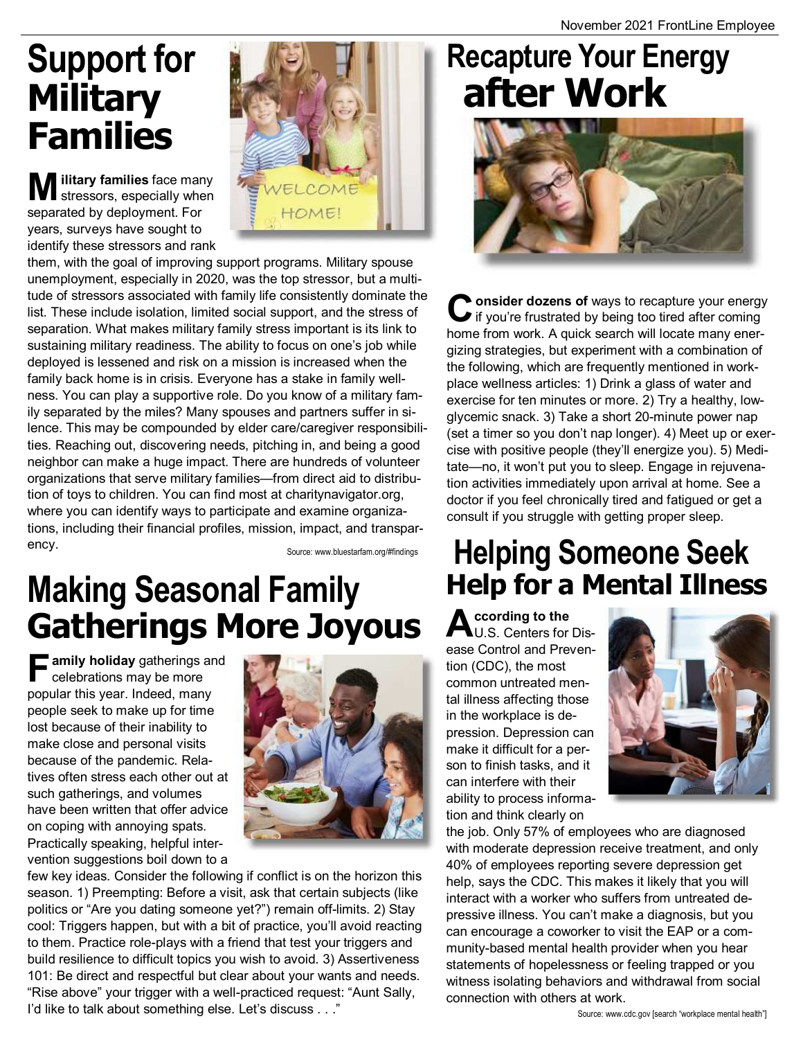# Support for Military Families

**Military families** face many stressors, especially when separated by deployment. For years, surveys have sought to identify these stressors and rank them, with the goal of improving support programs. Military spouse unemployment, especially in 2020, was the top stressor, but a multitude of stressors associated with family life consistently dominate the list. These include isolation, limited social support, and the stress of separation. What makes military family stress important is its link to sustaining military readiness. The ability to focus on one's job while deployed is lessened and risk on a mission is increased when the family back home is in crisis. Everyone has a stake in family wellness. You can play a supportive role. Do you know of a military family separated by the miles? Many spouses and partners suffer in silence. This may be compounded by elder care/caregiver responsibilities. Reaching out, discovering needs, pitching in, and being a good neighbor can make a huge impact. There are hundreds of volunteer organizations that serve military families—from direct aid to distribution of toys to children. You can find most at charitynavigator.org, where you can identify ways to participate and examine organizations, including their financial profiles, mission, impact, and transparency.

Source: www.bluestarfam.org/#findings

# Making Seasonal Family Gatherings More Joyous

**Family holiday** gatherings and celebrations may be more popular this year. Indeed, many people seek to make up for time lost because of their inability to make close and personal visits because of the pandemic. Relatives often stress each other out at such gatherings, and volumes have been written that offer advice on coping with annoying spats. Practically speaking, helpful intervention suggestions boil down to a few key ideas. Consider the following if conflict is on the horizon this season. 1) Preempting: Before a visit, ask that certain subjects (like politics or "Are you dating someone yet?") remain off-limits. 2) Stay cool: Triggers happen, but with a bit of practice, you'll avoid reacting to them. Practice role-plays with a friend that test your triggers and build resilience to difficult topics you wish to avoid. 3) Assertiveness 101: Be direct and respectful but clear about your wants and needs. "Rise above" your trigger with a well-practiced request: "Aunt Sally, I'd like to talk about something else. Let's discuss . . ."

# Recapture Your Energy after Work

**Consider dozens of** ways to recapture your energy if you're frustrated by being too tired after coming home from work. A quick search will locate many energizing strategies, but experiment with a combination of the following, which are frequently mentioned in workplace wellness articles: 1) Drink a glass of water and exercise for ten minutes or more. 2) Try a healthy, low-glycemic snack. 3) Take a short 20-minute power nap (set a timer so you don't nap longer). 4) Meet up or exercise with positive people (they'll energize you). 5) Meditate—no, it won't put you to sleep. Engage in rejuvenation activities immediately upon arrival at home. See a doctor if you feel chronically tired and fatigued or get a consult if you struggle with getting proper sleep.

# Helping Someone Seek Help for a Mental Illness

**According to the** U.S. Centers for Disease Control and Prevention (CDC), the most common untreated mental illness affecting those in the workplace is depression. Depression can make it difficult for a person to finish tasks, and it can interfere with their ability to process information and think clearly on the job. Only 57% of employees who are diagnosed with moderate depression receive treatment, and only 40% of employees reporting severe depression get help, says the CDC. This makes it likely that you will interact with a worker who suffers from untreated depressive illness. You can't make a diagnosis, but you can encourage a coworker to visit the EAP or a community-based mental health provider when you hear statements of hopelessness or feeling trapped or you witness isolating behaviors and withdrawal from social connection with others at work.

Source: www.cdc.gov [search "workplace mental health"]